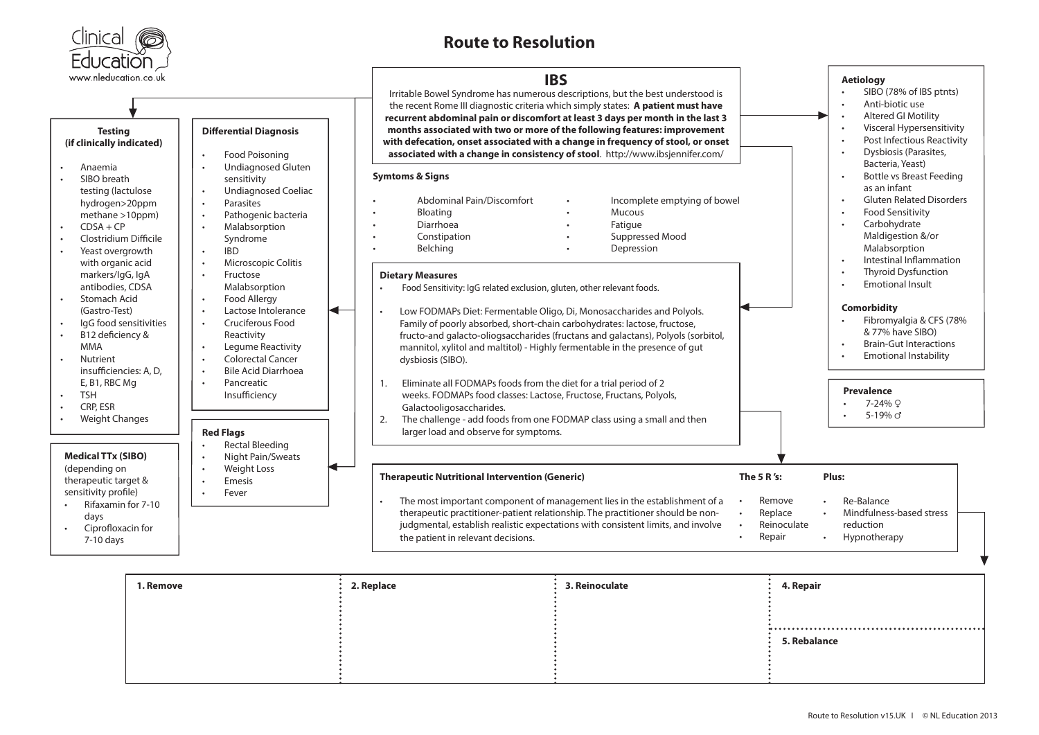Clinical Education
www.nleducation.co.uk

# Route to Resolution

## IBS

Irritable Bowel Syndrome has numerous descriptions, but the best understood is the recent Rome III diagnostic criteria which simply states: **A patient must have recurrent abdominal pain or discomfort at least 3 days per month in the last 3 months associated with two or more of the following features: improvement with defecation, onset associated with a change in frequency of stool, or onset associated with a change in consistency of stool**. http://www.ibsjennifer.com/

### Symtoms & Signs

- Abdominal Pain/Discomfort
- Bloating
- Diarrhoea
- Constipation
- Belching
- Incomplete emptying of bowel
- Mucous
- Fatigue
- Suppressed Mood
- Depression

### Testing (if clinically indicated)

- Anaemia
- SIBO breath testing (lactulose hydrogen>20ppm methane >10ppm)
- CDSA + CP
- Clostridium Difficile
- Yeast overgrowth with organic acid markers/IgG, IgA antibodies, CDSA
- Stomach Acid (Gastro-Test)
- IgG food sensitivities
- B12 deficiency & MMA
- Nutrient insufficiencies: A, D, E, B1, RBC Mg
- TSH
- CRP, ESR
- Weight Changes

### Medical TTx (SIBO)

(depending on therapeutic target & sensitivity profile)

- Rifaxamin for 7-10 days
- Ciprofloxacin for 7-10 days

### Differential Diagnosis

- Food Poisoning
- Undiagnosed Gluten sensitivity
- Undiagnosed Coeliac
- Parasites
- Pathogenic bacteria
- Malabsorption Syndrome
- IBD
- Microscopic Colitis
- Fructose Malabsorption
- Food Allergy
- Lactose Intolerance
- Cruciferous Food Reactivity
- Legume Reactivity
- Colorectal Cancer
- Bile Acid Diarrhoea
- Pancreatic Insufficiency

### Red Flags

- Rectal Bleeding
- Night Pain/Sweats
- Weight Loss
- Emesis
- Fever

### Aetiology

- SIBO (78% of IBS ptnts)
- Anti-biotic use
- Altered GI Motility
- Visceral Hypersensitivity
- Post Infectious Reactivity
- Dysbiosis (Parasites, Bacteria, Yeast)
- Bottle vs Breast Feeding as an infant
- Gluten Related Disorders
- Food Sensitivity
- Carbohydrate Maldigestion &/or Malabsorption
- Intestinal Inflammation
- Thyroid Dysfunction
- Emotional Insult

### Comorbidity

- Fibromyalgia & CFS (78% & 77% have SIBO)
- Brain-Gut Interactions
- Emotional Instability

### Prevalence

- 7-24% ♀
- 5-19% ♂

### Dietary Measures

- Food Sensitivity: IgG related exclusion, gluten, other relevant foods.
- Low FODMAPs Diet: Fermentable Oligo, Di, Monosaccharides and Polyols. Family of poorly absorbed, short-chain carbohydrates: lactose, fructose, fructo-and galacto-oliogsaccharides (fructans and galactans), Polyols (sorbitol, mannitol, xylitol and maltitol) - Highly fermentable in the presence of gut dysbiosis (SIBO).

1. Eliminate all FODMAPs foods from the diet for a trial period of 2 weeks. FODMAPs food classes: Lactose, Fructose, Fructans, Polyols, Galactooligosaccharides.
2. The challenge - add foods from one FODMAP class using a small and then larger load and observe for symptoms.

### Therapeutic Nutritional Intervention (Generic)

- The most important component of management lies in the establishment of a therapeutic practitioner-patient relationship. The practitioner should be non-judgmental, establish realistic expectations with consistent limits, and involve the patient in relevant decisions.

**The 5 R 's:**

- Remove
- Replace
- Reinoculate
- Repair

**Plus:**

- Re-Balance
- Mindfulness-based stress reduction
- Hypnotherapy

| 1. Remove | 2. Replace | 3. Reinoculate | 4. Repair / 5. Rebalance |
|---|---|---|---|
| | | | |

Route to Resolution v15.UK | © NL Education 2013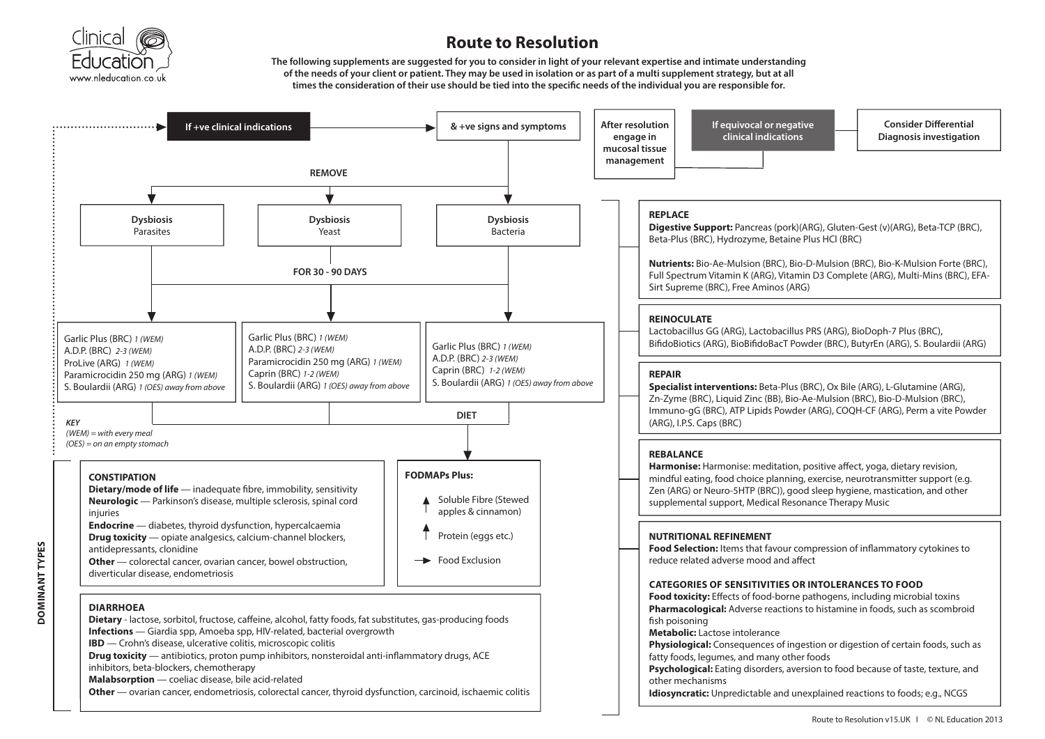# Route to Resolution

**The following supplements are suggested for you to consider in light of your relevant expertise and intimate understanding of the needs of your client or patient. They may be used in isolation or as part of a multi supplement strategy, but at all times the consideration of their use should be tied into the specific needs of the individual you are responsible for.**

**If +ve clinical indications** → **& +ve signs and symptoms**

**After resolution engage in mucosal tissue management**

**If equivocal or negative clinical indications** — **Consider Differential Diagnosis investigation**

## REMOVE

**Dysbiosis** Parasites

Garlic Plus (BRC) *1 (WEM)*
A.D.P. (BRC) *2-3 (WEM)*
ProLive (ARG) *1 (WEM)*
Paramicrocidin 250 mg (ARG) *1 (WEM)*
S. Boulardii (ARG) *1 (OES) away from above*

**Dysbiosis** Yeast

Garlic Plus (BRC) *1 (WEM)*
A.D.P. (BRC) *2-3 (WEM)*
Paramicrocidin 250 mg (ARG) *1 (WEM)*
Caprin (BRC) *1-2 (WEM)*
S. Boulardii (ARG) *1 (OES) away from above*

**Dysbiosis** Bacteria

Garlic Plus (BRC) *1 (WEM)*
A.D.P. (BRC) *2-3 (WEM)*
Caprin (BRC) *1-2 (WEM)*
S. Boulardii (ARG) *1 (OES) away from above*

**FOR 30 - 90 DAYS**

***KEY***
*(WEM) = with every meal*
*(OES) = on an empty stomach*

## DIET

**FODMAPs Plus:**

- ↑ Soluble Fibre (Stewed apples & cinnamon)
- ↑ Protein (eggs etc.)
- → Food Exclusion

## DOMINANT TYPES

**CONSTIPATION**

**Dietary/mode of life** — inadequate fibre, immobility, sensitivity
**Neurologic** — Parkinson's disease, multiple sclerosis, spinal cord injuries
**Endocrine** — diabetes, thyroid dysfunction, hypercalcaemia
**Drug toxicity** — opiate analgesics, calcium-channel blockers, antidepressants, clonidine
**Other** — colorectal cancer, ovarian cancer, bowel obstruction, diverticular disease, endometriosis

**DIARRHOEA**

**Dietary** - lactose, sorbitol, fructose, caffeine, alcohol, fatty foods, fat substitutes, gas-producing foods
**Infections** — Giardia spp, Amoeba spp, HIV-related, bacterial overgrowth
**IBD** — Crohn's disease, ulcerative colitis, microscopic colitis
**Drug toxicity** — antibiotics, proton pump inhibitors, nonsteroidal anti-inflammatory drugs, ACE inhibitors, beta-blockers, chemotherapy
**Malabsorption** — coeliac disease, bile acid-related
**Other** — ovarian cancer, endometriosis, colorectal cancer, thyroid dysfunction, carcinoid, ischaemic colitis

## REPLACE

**Digestive Support:** Pancreas (pork)(ARG), Gluten-Gest (v)(ARG), Beta-TCP (BRC), Beta-Plus (BRC), Hydrozyme, Betaine Plus HCl (BRC)

**Nutrients:** Bio-Ae-Mulsion (BRC), Bio-D-Mulsion (BRC), Bio-K-Mulsion Forte (BRC), Full Spectrum Vitamin K (ARG), Vitamin D3 Complete (ARG), Multi-Mins (BRC), EFA-Sirt Supreme (BRC), Free Aminos (ARG)

## REINOCULATE

Lactobacillus GG (ARG), Lactobacillus PRS (ARG), BioDoph-7 Plus (BRC), BifidoBiotics (ARG), BioBifidoBacT Powder (BRC), ButyrEn (ARG), S. Boulardii (ARG)

## REPAIR

**Specialist interventions:** Beta-Plus (BRC), Ox Bile (ARG), L-Glutamine (ARG), Zn-Zyme (BRC), Liquid Zinc (BB), Bio-Ae-Mulsion (BRC), Bio-D-Mulsion (BRC), Immuno-gG (BRC), ATP Lipids Powder (ARG), COQH-CF (ARG), Perm a vite Powder (ARG), I.P.S. Caps (BRC)

## REBALANCE

**Harmonise:** Harmonise: meditation, positive affect, yoga, dietary revision, mindful eating, food choice planning, exercise, neurotransmitter support (e.g. Zen (ARG) or Neuro-5HTP (BRC)), good sleep hygiene, mastication, and other supplemental support, Medical Resonance Therapy Music

## NUTRITIONAL REFINEMENT

**Food Selection:** Items that favour compression of inflammatory cytokines to reduce related adverse mood and affect

**CATEGORIES OF SENSITIVITIES OR INTOLERANCES TO FOOD**

**Food toxicity:** Effects of food-borne pathogens, including microbial toxins
**Pharmacological:** Adverse reactions to histamine in foods, such as scombroid fish poisoning
**Metabolic:** Lactose intolerance
**Physiological:** Consequences of ingestion or digestion of certain foods, such as fatty foods, legumes, and many other foods
**Psychological:** Eating disorders, aversion to food because of taste, texture, and other mechanisms
**Idiosyncratic:** Unpredictable and unexplained reactions to foods; e.g., NCGS

Route to Resolution v15.UK | © NL Education 2013